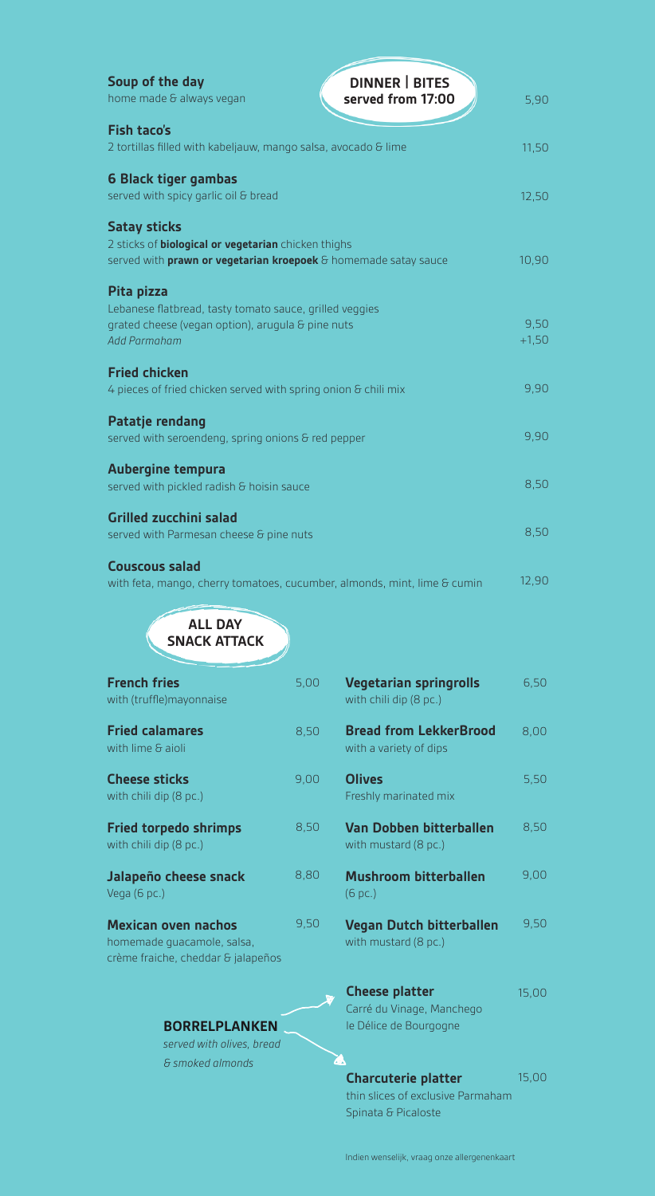## DINNER | BITES served from 17:00

**Soup of the day** — 5,90
home made & always vegan

**Fish taco's** — 11,50
2 tortillas filled with kabeljauw, mango salsa, avocado & lime

**6 Black tiger gambas** — 12,50
served with spicy garlic oil & bread

**Satay sticks** — 10,90
2 sticks of **biological or vegetarian** chicken thighs
served with **prawn or vegetarian kroepoek** & homemade satay sauce

**Pita pizza** — 9,50
Lebanese flatbread, tasty tomato sauce, grilled veggies
grated cheese (vegan option), arugula & pine nuts
*Add Parmaham* — +1,50

**Fried chicken** — 9,90
4 pieces of fried chicken served with spring onion & chili mix

**Patatje rendang** — 9,90
served with seroendeng, spring onions & red pepper

**Aubergine tempura** — 8,50
served with pickled radish & hoisin sauce

**Grilled zucchini salad** — 8,50
served with Parmesan cheese & pine nuts

**Couscous salad** — 12,90
with feta, mango, cherry tomatoes, cucumber, almonds, mint, lime & cumin

## ALL DAY SNACK ATTACK

**French fries** — 5,00
with (truffle)mayonnaise

**Fried calamares** — 8,50
with lime & aioli

**Cheese sticks** — 9,00
with chili dip (8 pc.)

**Fried torpedo shrimps** — 8,50
with chili dip (8 pc.)

**Jalapeño cheese snack** — 8,80
Vega (6 pc.)

**Mexican oven nachos** — 9,50
homemade guacamole, salsa,
crème fraiche, cheddar & jalapeños

**Vegetarian springrolls** — 6,50
with chili dip (8 pc.)

**Bread from LekkerBrood** — 8,00
with a variety of dips

**Olives** — 5,50
Freshly marinated mix

**Van Dobben bitterballen** — 8,50
with mustard (8 pc.)

**Mushroom bitterballen** — 9,00
(6 pc.)

**Vegan Dutch bitterballen** — 9,50
with mustard (8 pc.)

### BORRELPLANKEN
*served with olives, bread & smoked almonds*

**Cheese platter** — 15,00
Carré du Vinage, Manchego
le Délice de Bourgogne

**Charcuterie platter** — 15,00
thin slices of exclusive Parmaham
Spinata & Picaloste

Indien wenselijk, vraag onze allergenenkaart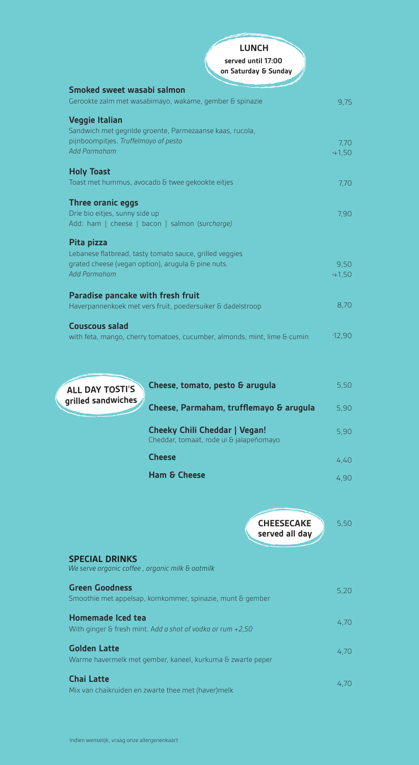## LUNCH

**served until 17:00 on Saturday & Sunday**

**Smoked sweet wasabi salmon**
Gerookte zalm met wasabimayo, wakame, gember & spinazie — 9,75

**Veggie Italian**
Sandwich met gegrilde groente, Parmezaanse kaas, rucola, pijnboompitjes. *Truffelmayo of pesto* — 7,70
*Add Parmaham* — +1,50

**Holy Toast**
Toast met hummus, avocado & twee gekookte eitjes — 7,70

**Three oranic eggs**
Drie bio eitjes, sunny side up — 7,90
Add: ham | cheese | bacon | salmon (*surcharge*)

**Pita pizza**
Lebanese flatbread, tasty tomato sauce, grilled veggies grated cheese (vegan option), arugula & pine nuts. — 9,50
*Add Parmaham* — +1,50

**Paradise pancake with fresh fruit**
Haverpannenkoek met vers fruit, poedersuiker & dadelstroop — 8,70

**Couscous salad**
with feta, mango, cherry tomatoes, cucumber, almonds, mint, lime & cumin — 12,90

## ALL DAY TOSTI'S grilled sandwiches

**Cheese, tomato, pesto & arugula** — 5,50

**Cheese, Parmaham, trufflemayo & arugula** — 5,90

**Cheeky Chili Cheddar | Vegan!**
Cheddar, tomaat, rode ui & jalapeñomayo — 5,90

**Cheese** — 4,40

**Ham & Cheese** — 4,90

## CHEESECAKE served all day — 5,50

## SPECIAL DRINKS

*We serve organic coffee , organic milk & oatmilk*

**Green Goodness**
Smoothie met appelsap, komkommer, spinazie, munt & gember — 5,20

**Homemade Iced tea**
With ginger & fresh mint. *Add a shot of vodka or rum +2,50* — 4,70

**Golden Latte**
Warme havermelk met gember, kaneel, kurkuma & zwarte peper — 4,70

**Chai Latte**
Mix van chaikruiden en zwarte thee met (haver)melk — 4,70

Indien wenselijk, vraag onze allergenenkaart